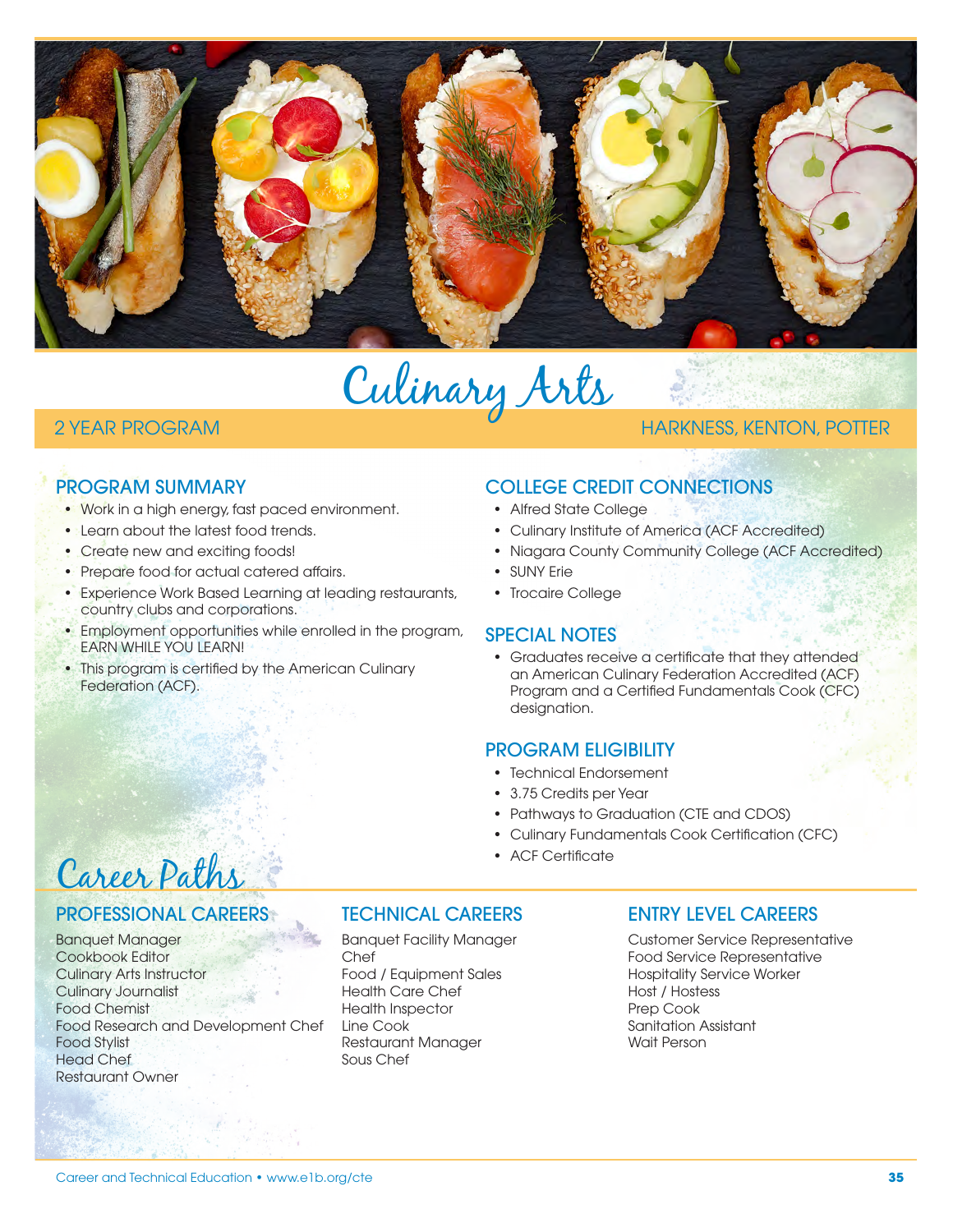# Culinary Arts

2 YEAR PROGRAM

HARKNESS, KENTON, POTTER

## PROGRAM SUMMARY

- Work in a high energy, fast paced environment.
- Learn about the latest food trends.
- Create new and exciting foods!
- Prepare food for actual catered affairs.
- Experience Work Based Learning at leading restaurants, country clubs and corporations.
- Employment opportunities while enrolled in the program, EARN WHILE YOU LEARN!
- This program is certified by the American Culinary Federation (ACF).

## COLLEGE CREDIT CONNECTIONS

- Alfred State College
- Culinary Institute of America (ACF Accredited)
- Niagara County Community College (ACF Accredited)
- SUNY Erie
- Trocaire College

## SPECIAL NOTES

- Graduates receive a certificate that they attended an American Culinary Federation Accredited (ACF) Program and a Certified Fundamentals Cook (CFC) designation.

## PROGRAM ELIGIBILITY

- Technical Endorsement
- 3.75 Credits per Year
- Pathways to Graduation (CTE and CDOS)
- Culinary Fundamentals Cook Certification (CFC)
- ACF Certificate

# Career Paths

## PROFESSIONAL CAREERS

Banquet Manager
Cookbook Editor
Culinary Arts Instructor
Culinary Journalist
Food Chemist
Food Research and Development Chef
Food Stylist
Head Chef
Restaurant Owner

## TECHNICAL CAREERS

Banquet Facility Manager
Chef
Food / Equipment Sales
Health Care Chef
Health Inspector
Line Cook
Restaurant Manager
Sous Chef

## ENTRY LEVEL CAREERS

Customer Service Representative
Food Service Representative
Hospitality Service Worker
Host / Hostess
Prep Cook
Sanitation Assistant
Wait Person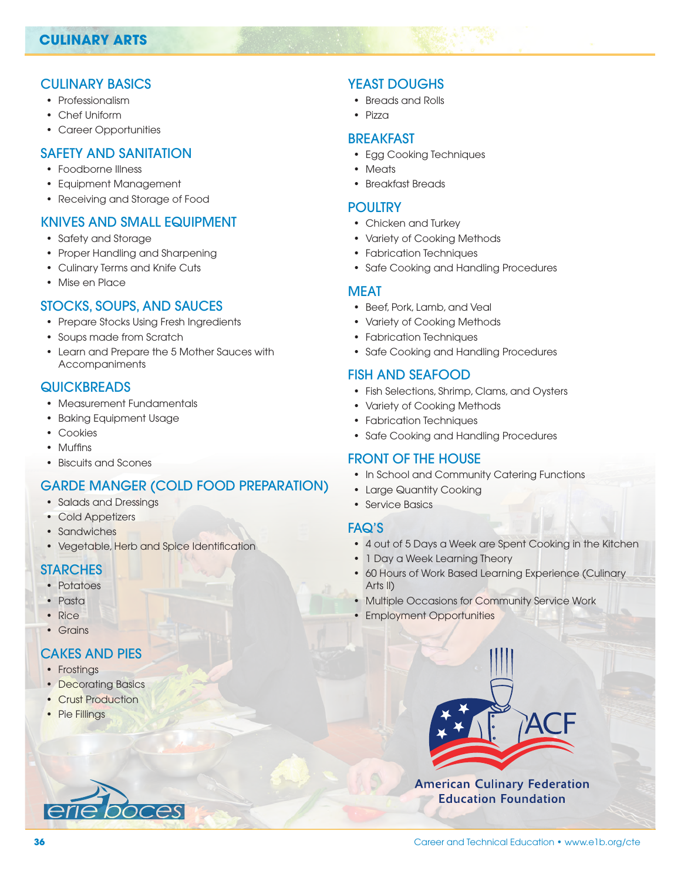# CULINARY ARTS

## CULINARY BASICS

- Professionalism
- Chef Uniform
- Career Opportunities

## SAFETY AND SANITATION

- Foodborne Illness
- Equipment Management
- Receiving and Storage of Food

## KNIVES AND SMALL EQUIPMENT

- Safety and Storage
- Proper Handling and Sharpening
- Culinary Terms and Knife Cuts
- Mise en Place

## STOCKS, SOUPS, AND SAUCES

- Prepare Stocks Using Fresh Ingredients
- Soups made from Scratch
- Learn and Prepare the 5 Mother Sauces with Accompaniments

## QUICKBREADS

- Measurement Fundamentals
- Baking Equipment Usage
- Cookies
- Muffins
- Biscuits and Scones

## GARDE MANGER (COLD FOOD PREPARATION)

- Salads and Dressings
- Cold Appetizers
- Sandwiches
- Vegetable, Herb and Spice Identification

## STARCHES

- Potatoes
- Pasta
- Rice
- Grains

## CAKES AND PIES

- Frostings
- Decorating Basics
- Crust Production
- Pie Fillings

## YEAST DOUGHS

- Breads and Rolls
- Pizza

## BREAKFAST

- Egg Cooking Techniques
- Meats
- Breakfast Breads

## POULTRY

- Chicken and Turkey
- Variety of Cooking Methods
- Fabrication Techniques
- Safe Cooking and Handling Procedures

## MEAT

- Beef, Pork, Lamb, and Veal
- Variety of Cooking Methods
- Fabrication Techniques
- Safe Cooking and Handling Procedures

## FISH AND SEAFOOD

- Fish Selections, Shrimp, Clams, and Oysters
- Variety of Cooking Methods
- Fabrication Techniques
- Safe Cooking and Handling Procedures

## FRONT OF THE HOUSE

- In School and Community Catering Functions
- Large Quantity Cooking
- Service Basics

## FAQ'S

- 4 out of 5 Days a Week are Spent Cooking in the Kitchen
- 1 Day a Week Learning Theory
- 60 Hours of Work Based Learning Experience (Culinary Arts II)
- Multiple Occasions for Community Service Work
- Employment Opportunities

ACF
American Culinary Federation
Education Foundation

erie boces